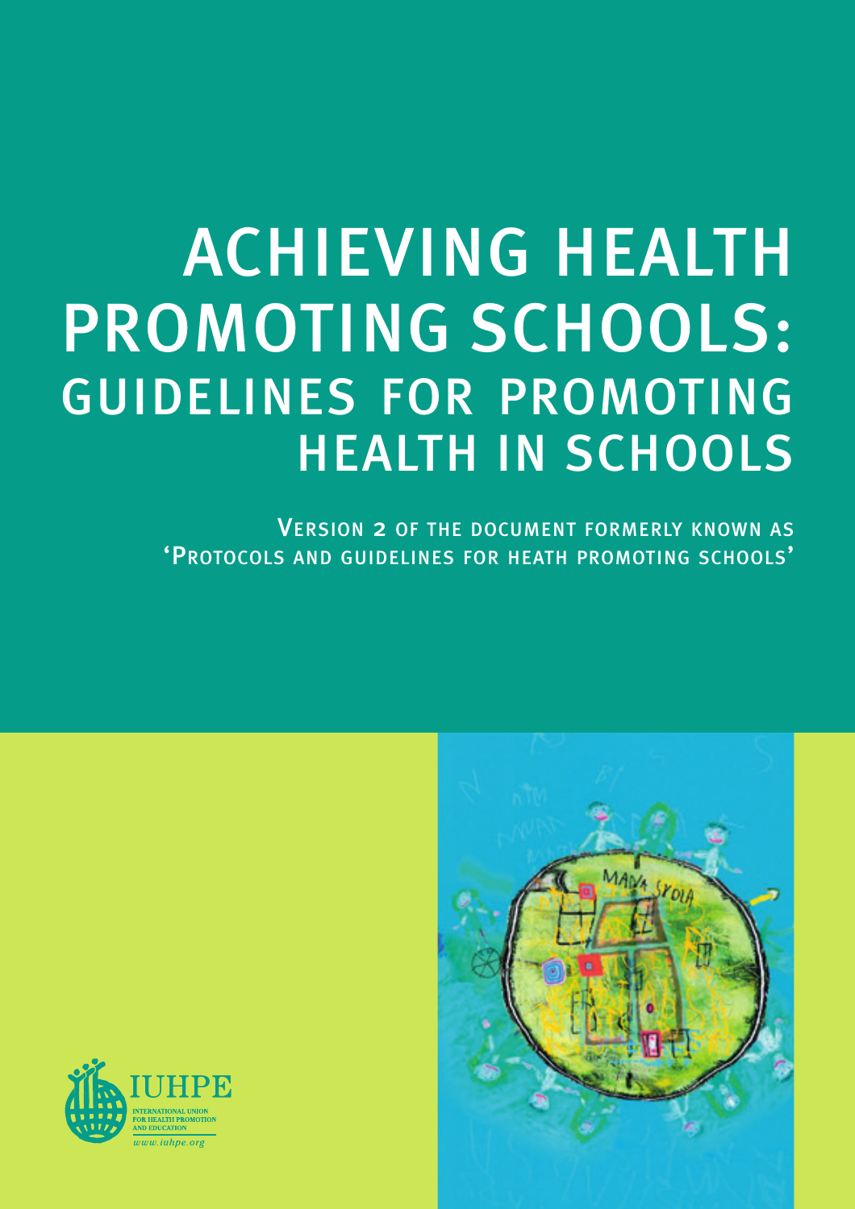# ACHIEVING HEALTH PROMOTING SCHOOLS: GUIDELINES FOR PROMOTING HEALTH IN SCHOOLS

VERSION 2 OF THE DOCUMENT FORMERLY KNOWN AS 'PROTOCOLS AND GUIDELINES FOR HEATH PROMOTING SCHOOLS'

IUHPE
INTERNATIONAL UNION FOR HEALTH PROMOTION AND EDUCATION
www.iuhpe.org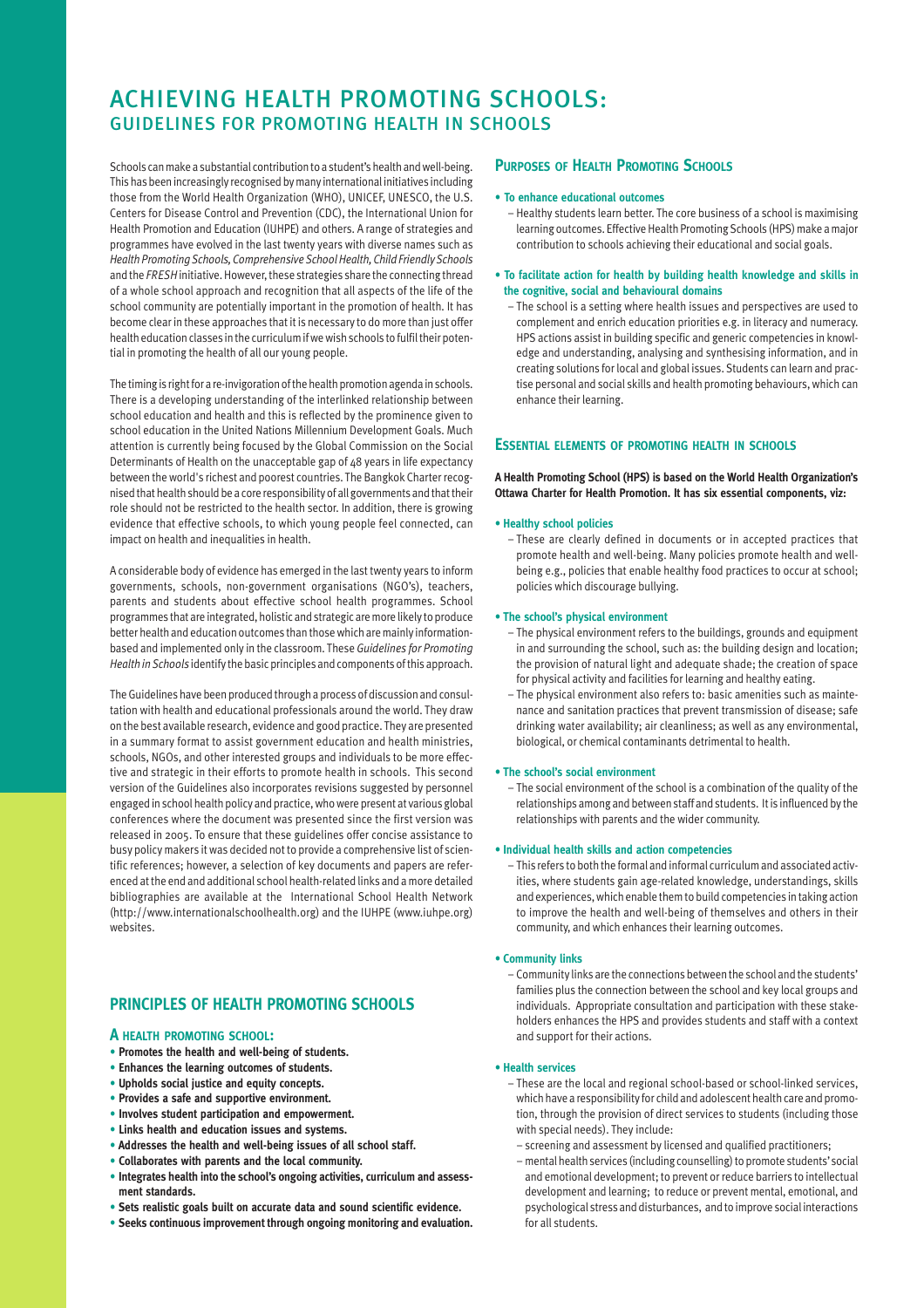# ACHIEVING HEALTH PROMOTING SCHOOLS:
## GUIDELINES FOR PROMOTING HEALTH IN SCHOOLS

Schools can make a substantial contribution to a student's health and well-being. This has been increasingly recognised by many international initiatives including those from the World Health Organization (WHO), UNICEF, UNESCO, the U.S. Centers for Disease Control and Prevention (CDC), the International Union for Health Promotion and Education (IUHPE) and others. A range of strategies and programmes have evolved in the last twenty years with diverse names such as *Health Promoting Schools, Comprehensive School Health, Child Friendly Schools* and the *FRESH* initiative. However, these strategies share the connecting thread of a whole school approach and recognition that all aspects of the life of the school community are potentially important in the promotion of health. It has become clear in these approaches that it is necessary to do more than just offer health education classes in the curriculum if we wish schools to fulfil their potential in promoting the health of all our young people.

The timing is right for a re-invigoration of the health promotion agenda in schools. There is a developing understanding of the interlinked relationship between school education and health and this is reflected by the prominence given to school education in the United Nations Millennium Development Goals. Much attention is currently being focused by the Global Commission on the Social Determinants of Health on the unacceptable gap of 48 years in life expectancy between the world's richest and poorest countries. The Bangkok Charter recognised that health should be a core responsibility of all governments and that their role should not be restricted to the health sector. In addition, there is growing evidence that effective schools, to which young people feel connected, can impact on health and inequalities in health.

A considerable body of evidence has emerged in the last twenty years to inform governments, schools, non-government organisations (NGO's), teachers, parents and students about effective school health programmes. School programmes that are integrated, holistic and strategic are more likely to produce better health and education outcomes than those which are mainly information-based and implemented only in the classroom. These *Guidelines for Promoting Health in Schools* identify the basic principles and components of this approach.

The Guidelines have been produced through a process of discussion and consultation with health and educational professionals around the world. They draw on the best available research, evidence and good practice. They are presented in a summary format to assist government education and health ministries, schools, NGOs, and other interested groups and individuals to be more effective and strategic in their efforts to promote health in schools. This second version of the Guidelines also incorporates revisions suggested by personnel engaged in school health policy and practice, who were present at various global conferences where the document was presented since the first version was released in 2005. To ensure that these guidelines offer concise assistance to busy policy makers it was decided not to provide a comprehensive list of scientific references; however, a selection of key documents and papers are referenced at the end and additional school health-related links and a more detailed bibliographies are available at the International School Health Network (http://www.internationalschoolhealth.org) and the IUHPE (www.iuhpe.org) websites.

## PRINCIPLES OF HEALTH PROMOTING SCHOOLS

### A health promoting school:

- **Promotes the health and well-being of students.**
- **Enhances the learning outcomes of students.**
- **Upholds social justice and equity concepts.**
- **Provides a safe and supportive environment.**
- **Involves student participation and empowerment.**
- **Links health and education issues and systems.**
- **Addresses the health and well-being issues of all school staff.**
- **Collaborates with parents and the local community.**
- **Integrates health into the school's ongoing activities, curriculum and assessment standards.**
- **Sets realistic goals built on accurate data and sound scientific evidence.**
- **Seeks continuous improvement through ongoing monitoring and evaluation.**

## Purposes of Health Promoting Schools

- **To enhance educational outcomes**
  - Healthy students learn better. The core business of a school is maximising learning outcomes. Effective Health Promoting Schools (HPS) make a major contribution to schools achieving their educational and social goals.
- **To facilitate action for health by building health knowledge and skills in the cognitive, social and behavioural domains**
  - The school is a setting where health issues and perspectives are used to complement and enrich education priorities e.g. in literacy and numeracy. HPS actions assist in building specific and generic competencies in knowledge and understanding, analysing and synthesising information, and in creating solutions for local and global issues. Students can learn and practise personal and social skills and health promoting behaviours, which can enhance their learning.

## Essential elements of promoting health in schools

**A Health Promoting School (HPS) is based on the World Health Organization's Ottawa Charter for Health Promotion. It has six essential components, viz:**

- **Healthy school policies**
  - These are clearly defined in documents or in accepted practices that promote health and well-being. Many policies promote health and well-being e.g., policies that enable healthy food practices to occur at school; policies which discourage bullying.
- **The school's physical environment**
  - The physical environment refers to the buildings, grounds and equipment in and surrounding the school, such as: the building design and location; the provision of natural light and adequate shade; the creation of space for physical activity and facilities for learning and healthy eating.
  - The physical environment also refers to: basic amenities such as maintenance and sanitation practices that prevent transmission of disease; safe drinking water availability; air cleanliness; as well as any environmental, biological, or chemical contaminants detrimental to health.
- **The school's social environment**
  - The social environment of the school is a combination of the quality of the relationships among and between staff and students. It is influenced by the relationships with parents and the wider community.
- **Individual health skills and action competencies**
  - This refers to both the formal and informal curriculum and associated activities, where students gain age-related knowledge, understandings, skills and experiences, which enable them to build competencies in taking action to improve the health and well-being of themselves and others in their community, and which enhances their learning outcomes.
- **Community links**
  - Community links are the connections between the school and the students' families plus the connection between the school and key local groups and individuals. Appropriate consultation and participation with these stakeholders enhances the HPS and provides students and staff with a context and support for their actions.
- **Health services**
  - These are the local and regional school-based or school-linked services, which have a responsibility for child and adolescent health care and promotion, through the provision of direct services to students (including those with special needs). They include:
    - screening and assessment by licensed and qualified practitioners;
    - mental health services (including counselling) to promote students' social and emotional development; to prevent or reduce barriers to intellectual development and learning; to reduce or prevent mental, emotional, and psychological stress and disturbances, and to improve social interactions for all students.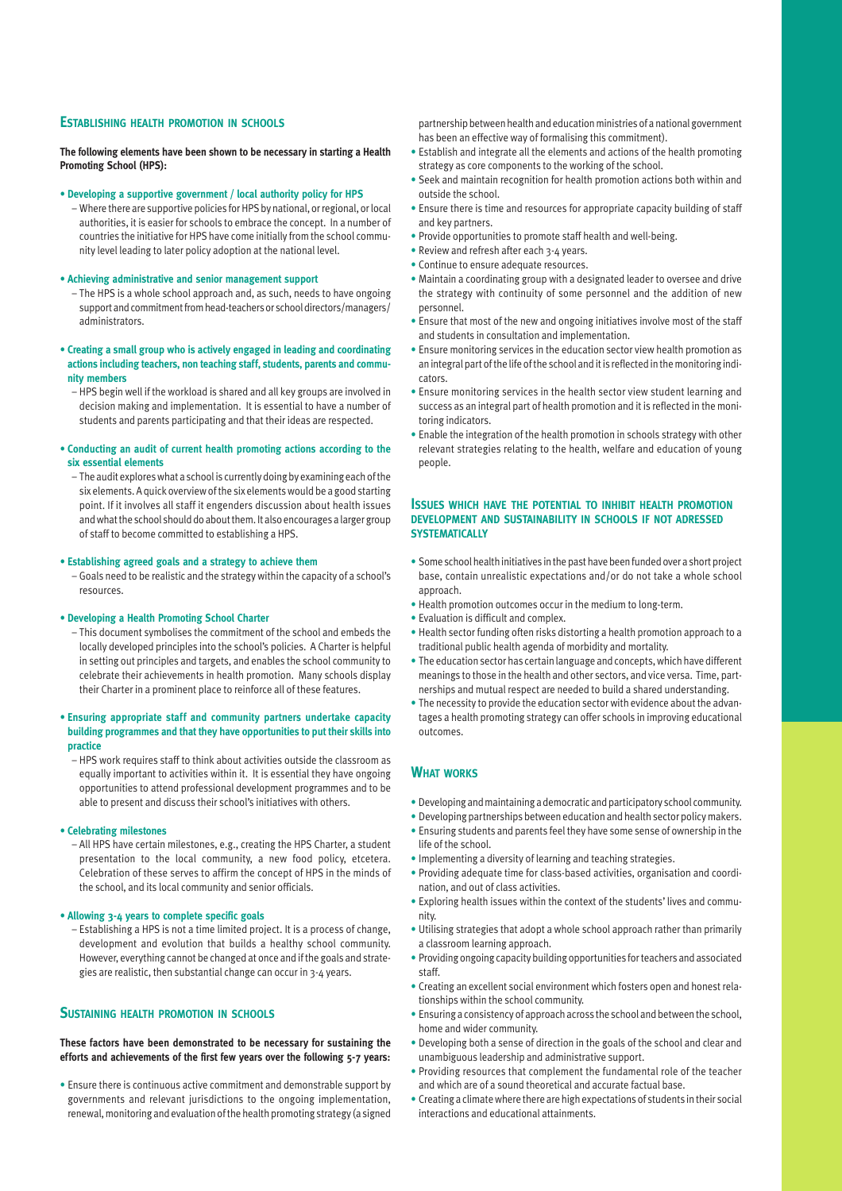## Establishing health promotion in schools

**The following elements have been shown to be necessary in starting a Health Promoting School (HPS):**

- **Developing a supportive government / local authority policy for HPS**
  – Where there are supportive policies for HPS by national, or regional, or local authorities, it is easier for schools to embrace the concept. In a number of countries the initiative for HPS have come initially from the school community level leading to later policy adoption at the national level.

- **Achieving administrative and senior management support**
  – The HPS is a whole school approach and, as such, needs to have ongoing support and commitment from head-teachers or school directors/managers/administrators.

- **Creating a small group who is actively engaged in leading and coordinating actions including teachers, non teaching staff, students, parents and community members**
  – HPS begin well if the workload is shared and all key groups are involved in decision making and implementation. It is essential to have a number of students and parents participating and that their ideas are respected.

- **Conducting an audit of current health promoting actions according to the six essential elements**
  – The audit explores what a school is currently doing by examining each of the six elements. A quick overview of the six elements would be a good starting point. If it involves all staff it engenders discussion about health issues and what the school should do about them. It also encourages a larger group of staff to become committed to establishing a HPS.

- **Establishing agreed goals and a strategy to achieve them**
  – Goals need to be realistic and the strategy within the capacity of a school's resources.

- **Developing a Health Promoting School Charter**
  – This document symbolises the commitment of the school and embeds the locally developed principles into the school's policies. A Charter is helpful in setting out principles and targets, and enables the school community to celebrate their achievements in health promotion. Many schools display their Charter in a prominent place to reinforce all of these features.

- **Ensuring appropriate staff and community partners undertake capacity building programmes and that they have opportunities to put their skills into practice**
  – HPS work requires staff to think about activities outside the classroom as equally important to activities within it. It is essential they have ongoing opportunities to attend professional development programmes and to be able to present and discuss their school's initiatives with others.

- **Celebrating milestones**
  – All HPS have certain milestones, e.g., creating the HPS Charter, a student presentation to the local community, a new food policy, etcetera. Celebration of these serves to affirm the concept of HPS in the minds of the school, and its local community and senior officials.

- **Allowing 3-4 years to complete specific goals**
  – Establishing a HPS is not a time limited project. It is a process of change, development and evolution that builds a healthy school community. However, everything cannot be changed at once and if the goals and strategies are realistic, then substantial change can occur in 3-4 years.

## Sustaining health promotion in schools

**These factors have been demonstrated to be necessary for sustaining the efforts and achievements of the first few years over the following 5-7 years:**

- Ensure there is continuous active commitment and demonstrable support by governments and relevant jurisdictions to the ongoing implementation, renewal, monitoring and evaluation of the health promoting strategy (a signed partnership between health and education ministries of a national government has been an effective way of formalising this commitment).
- Establish and integrate all the elements and actions of the health promoting strategy as core components to the working of the school.
- Seek and maintain recognition for health promotion actions both within and outside the school.
- Ensure there is time and resources for appropriate capacity building of staff and key partners.
- Provide opportunities to promote staff health and well-being.
- Review and refresh after each 3-4 years.
- Continue to ensure adequate resources.
- Maintain a coordinating group with a designated leader to oversee and drive the strategy with continuity of some personnel and the addition of new personnel.
- Ensure that most of the new and ongoing initiatives involve most of the staff and students in consultation and implementation.
- Ensure monitoring services in the education sector view health promotion as an integral part of the life of the school and it is reflected in the monitoring indicators.
- Ensure monitoring services in the health sector view student learning and success as an integral part of health promotion and it is reflected in the monitoring indicators.
- Enable the integration of the health promotion in schools strategy with other relevant strategies relating to the health, welfare and education of young people.

## Issues which have the potential to inhibit health promotion development and sustainability in schools if not adressed systematically

- Some school health initiatives in the past have been funded over a short project base, contain unrealistic expectations and/or do not take a whole school approach.
- Health promotion outcomes occur in the medium to long-term.
- Evaluation is difficult and complex.
- Health sector funding often risks distorting a health promotion approach to a traditional public health agenda of morbidity and mortality.
- The education sector has certain language and concepts, which have different meanings to those in the health and other sectors, and vice versa. Time, partnerships and mutual respect are needed to build a shared understanding.
- The necessity to provide the education sector with evidence about the advantages a health promoting strategy can offer schools in improving educational outcomes.

## What works

- Developing and maintaining a democratic and participatory school community.
- Developing partnerships between education and health sector policy makers.
- Ensuring students and parents feel they have some sense of ownership in the life of the school.
- Implementing a diversity of learning and teaching strategies.
- Providing adequate time for class-based activities, organisation and coordination, and out of class activities.
- Exploring health issues within the context of the students' lives and community.
- Utilising strategies that adopt a whole school approach rather than primarily a classroom learning approach.
- Providing ongoing capacity building opportunities for teachers and associated staff.
- Creating an excellent social environment which fosters open and honest relationships within the school community.
- Ensuring a consistency of approach across the school and between the school, home and wider community.
- Developing both a sense of direction in the goals of the school and clear and unambiguous leadership and administrative support.
- Providing resources that complement the fundamental role of the teacher and which are of a sound theoretical and accurate factual base.
- Creating a climate where there are high expectations of students in their social interactions and educational attainments.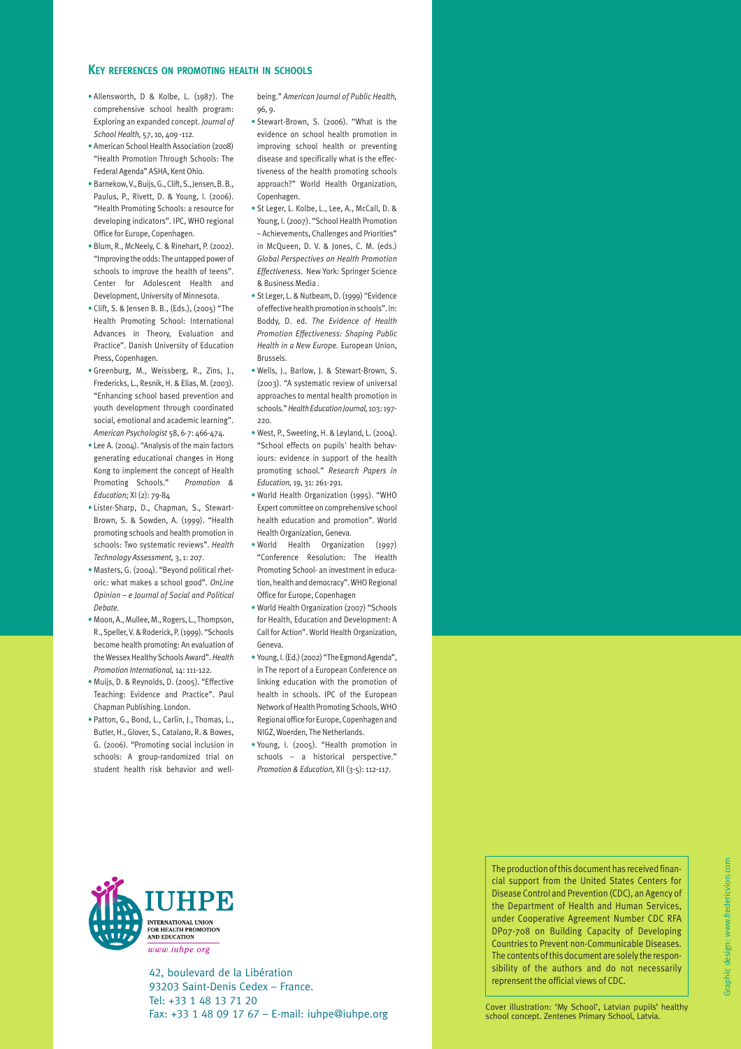## Key references on promoting health in schools

- Allensworth, D & Kolbe, L. (1987). The comprehensive school health program: Exploring an expanded concept. *Journal of School Health*, 57, 10, 409 -112.
- American School Health Association (2008) "Health Promotion Through Schools: The Federal Agenda" ASHA, Kent Ohio.
- Barnekow, V., Buijs, G., Clift, S., Jensen, B. B., Paulus, P., Rivett, D. & Young, I. (2006). "Health Promoting Schools: a resource for developing indicators". IPC, WHO regional Office for Europe, Copenhagen.
- Blum, R., McNeely, C. & Rinehart, P. (2002). "Improving the odds: The untapped power of schools to improve the health of teens". Center for Adolescent Health and Development, University of Minnesota.
- Clift, S. & Jensen B. B., (Eds.), (2005) "The Health Promoting School: International Advances in Theory, Evaluation and Practice". Danish University of Education Press, Copenhagen.
- Greenburg, M., Weissberg, R., Zins, J., Fredericks, L., Resnik, H. & Elias, M. (2003). "Enhancing school based prevention and youth development through coordinated social, emotional and academic learning". *American Psychologist* 58, 6-7: 466-474.
- Lee A. (2004). "Analysis of the main factors generating educational changes in Hong Kong to implement the concept of Health Promoting Schools." *Promotion & Education;* XI (2): 79-84
- Lister-Sharp, D., Chapman, S., Stewart-Brown, S. & Sowden, A. (1999). "Health promoting schools and health promotion in schools: Two systematic reviews". *Health Technology Assessment,* 3, 1: 207.
- Masters, G. (2004). "Beyond political rhetoric: what makes a school good". *OnLine Opinion – e Journal of Social and Political Debate.*
- Moon, A., Mullee, M., Rogers, L., Thompson, R., Speller, V. & Roderick, P. (1999). "Schools become health promoting: An evaluation of the Wessex Healthy Schools Award". *Health Promotion International,* 14: 111-122.
- Muijs, D. & Reynolds, D. (2005). "Effective Teaching: Evidence and Practice". Paul Chapman Publishing. London.
- Patton, G., Bond, L., Carlin, J., Thomas, L., Butler, H., Glover, S., Catalano, R. & Bowes, G. (2006). "Promoting social inclusion in schools: A group-randomized trial on student health risk behavior and well-being." *American Journal of Public Health,* 96, 9.
- Stewart-Brown, S. (2006). "What is the evidence on school health promotion in improving school health or preventing disease and specifically what is the effectiveness of the health promoting schools approach?" World Health Organization, Copenhagen.
- St Leger, L. Kolbe, L., Lee, A., McCall, D. & Young, I. (2007). "School Health Promotion – Achievements, Challenges and Priorities" in McQueen, D. V. & Jones, C. M. (eds.) *Global Perspectives on Health Promotion Effectiveness.* New York: Springer Science & Business Media .
- St Leger, L. & Nutbeam, D. (1999) "Evidence of effective health promotion in schools". In: Boddy, D. ed. *The Evidence of Health Promotion Effectiveness: Shaping Public Health in a New Europe.* European Union, Brussels.
- Wells, J., Barlow, J. & Stewart-Brown, S. (2003). "A systematic review of universal approaches to mental health promotion in schools." *Health Education Journal,* 103: 197-220.
- West, P., Sweeting, H. & Leyland, L. (2004). "School effects on pupils' health behaviours: evidence in support of the health promoting school." *Research Papers in Education,* 19, 31: 261-291.
- World Health Organization (1995). "WHO Expert committee on comprehensive school health education and promotion". World Health Organization, Geneva.
- World Health Organization (1997) "Conference Resolution: The Health Promoting School- an investment in education, health and democracy". WHO Regional Office for Europe, Copenhagen
- World Health Organization (2007) "Schools for Health, Education and Development: A Call for Action". World Health Organization, Geneva.
- Young, I. (Ed.) (2002) "The Egmond Agenda", in The report of a European Conference on linking education with the promotion of health in schools. IPC of the European Network of Health Promoting Schools, WHO Regional office for Europe, Copenhagen and NIGZ, Woerden, The Netherlands.
- Young, I. (2005). "Health promotion in schools – a historical perspective." *Promotion & Education,* XII (3-5): 112-117.

IUHPE
INTERNATIONAL UNION FOR HEALTH PROMOTION AND EDUCATION
www.iuhpe.org

42, boulevard de la Libération
93203 Saint-Denis Cedex – France.
Tel: +33 1 48 13 71 20
Fax: +33 1 48 09 17 67 – E-mail: iuhpe@iuhpe.org

The production of this document has received financial support from the United States Centers for Disease Control and Prevention (CDC), an Agency of the Department of Health and Human Services, under Cooperative Agreement Number CDC RFA DP07-708 on Building Capacity of Developing Countries to Prevent non-Communicable Diseases. The contents of this document are solely the responsibility of the authors and do not necessarily represent the official views of CDC.

Cover illustration: 'My School', Latvian pupils' healthy school concept. Zentenes Primary School, Latvia.

Graphic design: www.fredericvion.com